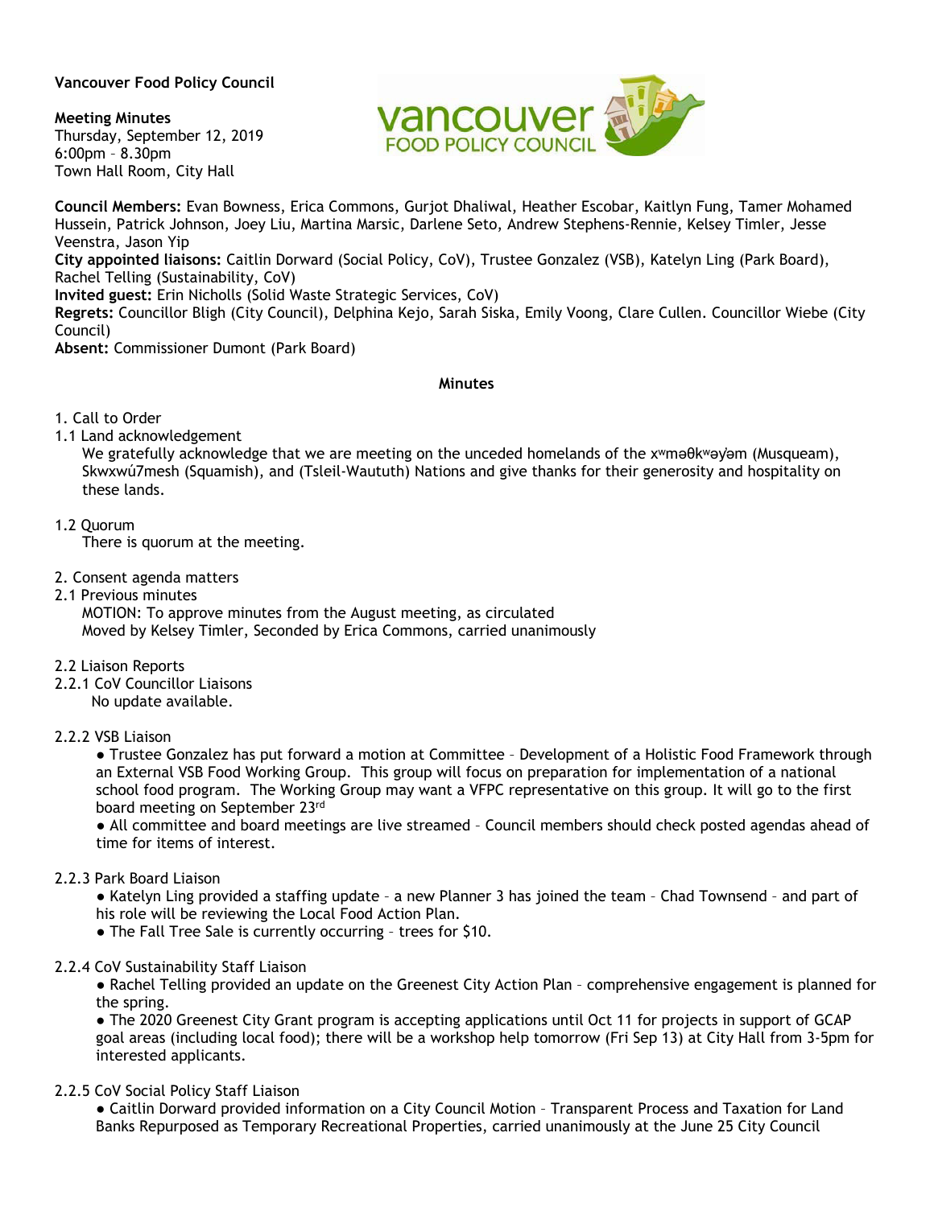**Vancouver Food Policy Council**

**Meeting Minutes**
Thursday, September 12, 2019
6:00pm – 8.30pm
Town Hall Room, City Hall

**Council Members:** Evan Bowness, Erica Commons, Gurjot Dhaliwal, Heather Escobar, Kaitlyn Fung, Tamer Mohamed Hussein, Patrick Johnson, Joey Liu, Martina Marsic, Darlene Seto, Andrew Stephens-Rennie, Kelsey Timler, Jesse Veenstra, Jason Yip
**City appointed liaisons:** Caitlin Dorward (Social Policy, CoV), Trustee Gonzalez (VSB), Katelyn Ling (Park Board), Rachel Telling (Sustainability, CoV)
**Invited guest:** Erin Nicholls (Solid Waste Strategic Services, CoV)
**Regrets:** Councillor Bligh (City Council), Delphina Kejo, Sarah Siska, Emily Voong, Clare Cullen. Councillor Wiebe (City Council)
**Absent:** Commissioner Dumont (Park Board)

**Minutes**

1. Call to Order

1.1 Land acknowledgement
We gratefully acknowledge that we are meeting on the unceded homelands of the xʷməθkʷəy̓əm (Musqueam), Skwxwú7mesh (Squamish), and (Tsleil-Waututh) Nations and give thanks for their generosity and hospitality on these lands.

1.2 Quorum
There is quorum at the meeting.

2. Consent agenda matters

2.1 Previous minutes
MOTION: To approve minutes from the August meeting, as circulated
Moved by Kelsey Timler, Seconded by Erica Commons, carried unanimously

2.2 Liaison Reports

2.2.1 CoV Councillor Liaisons
No update available.

2.2.2 VSB Liaison
- Trustee Gonzalez has put forward a motion at Committee – Development of a Holistic Food Framework through an External VSB Food Working Group. This group will focus on preparation for implementation of a national school food program. The Working Group may want a VFPC representative on this group. It will go to the first board meeting on September 23rd
- All committee and board meetings are live streamed – Council members should check posted agendas ahead of time for items of interest.

2.2.3 Park Board Liaison
- Katelyn Ling provided a staffing update – a new Planner 3 has joined the team – Chad Townsend – and part of his role will be reviewing the Local Food Action Plan.
- The Fall Tree Sale is currently occurring – trees for $10.

2.2.4 CoV Sustainability Staff Liaison
- Rachel Telling provided an update on the Greenest City Action Plan – comprehensive engagement is planned for the spring.
- The 2020 Greenest City Grant program is accepting applications until Oct 11 for projects in support of GCAP goal areas (including local food); there will be a workshop help tomorrow (Fri Sep 13) at City Hall from 3-5pm for interested applicants.

2.2.5 CoV Social Policy Staff Liaison
- Caitlin Dorward provided information on a City Council Motion – Transparent Process and Taxation for Land Banks Repurposed as Temporary Recreational Properties, carried unanimously at the June 25 City Council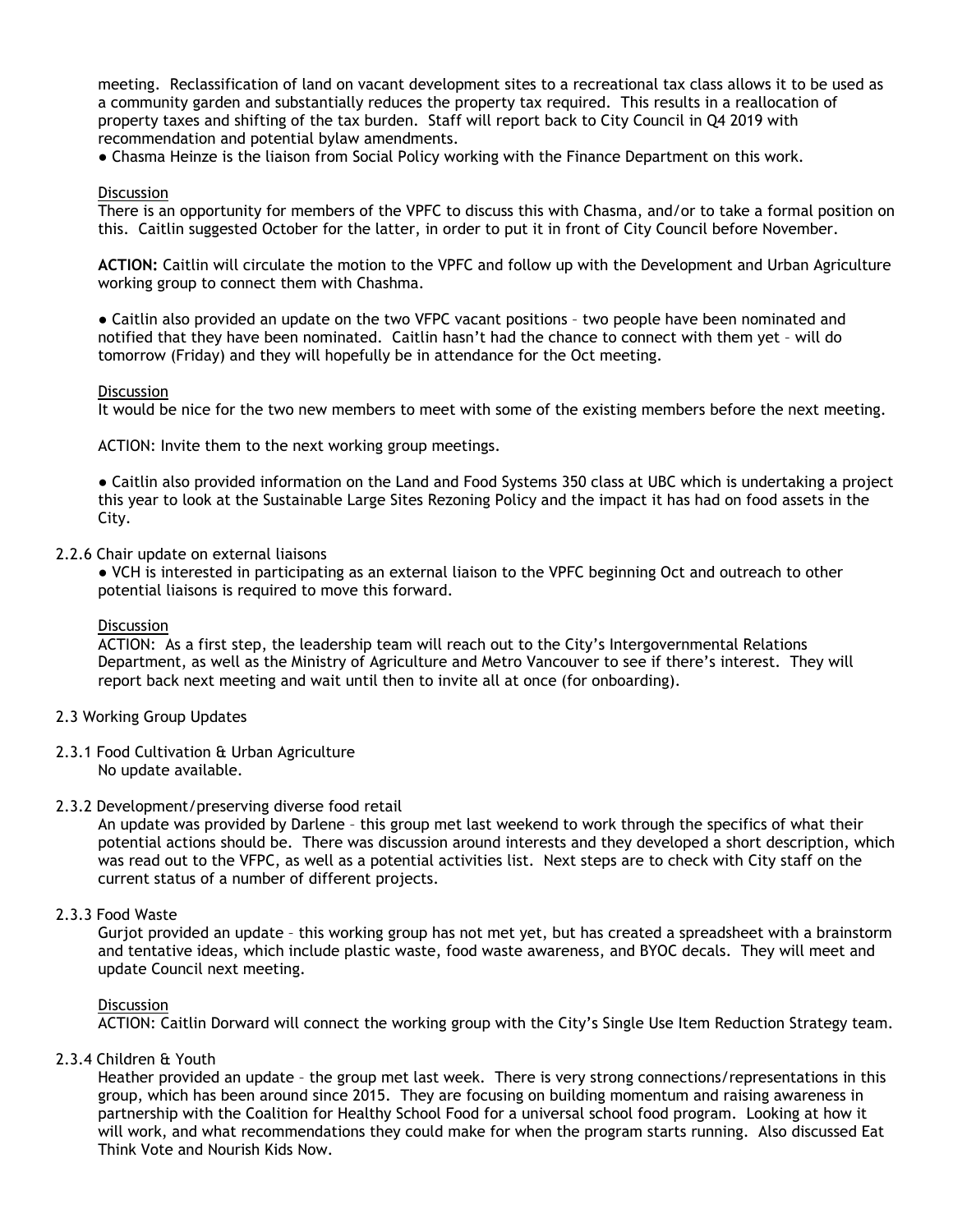meeting. Reclassification of land on vacant development sites to a recreational tax class allows it to be used as a community garden and substantially reduces the property tax required. This results in a reallocation of property taxes and shifting of the tax burden. Staff will report back to City Council in Q4 2019 with recommendation and potential bylaw amendments.

● Chasma Heinze is the liaison from Social Policy working with the Finance Department on this work.

Discussion

There is an opportunity for members of the VPFC to discuss this with Chasma, and/or to take a formal position on this. Caitlin suggested October for the latter, in order to put it in front of City Council before November.

**ACTION:** Caitlin will circulate the motion to the VPFC and follow up with the Development and Urban Agriculture working group to connect them with Chashma.

● Caitlin also provided an update on the two VFPC vacant positions – two people have been nominated and notified that they have been nominated. Caitlin hasn't had the chance to connect with them yet – will do tomorrow (Friday) and they will hopefully be in attendance for the Oct meeting.

Discussion

It would be nice for the two new members to meet with some of the existing members before the next meeting.

ACTION: Invite them to the next working group meetings.

● Caitlin also provided information on the Land and Food Systems 350 class at UBC which is undertaking a project this year to look at the Sustainable Large Sites Rezoning Policy and the impact it has had on food assets in the City.

2.2.6 Chair update on external liaisons

● VCH is interested in participating as an external liaison to the VPFC beginning Oct and outreach to other potential liaisons is required to move this forward.

Discussion

ACTION: As a first step, the leadership team will reach out to the City's Intergovernmental Relations Department, as well as the Ministry of Agriculture and Metro Vancouver to see if there's interest. They will report back next meeting and wait until then to invite all at once (for onboarding).

2.3 Working Group Updates

2.3.1 Food Cultivation & Urban Agriculture

No update available.

2.3.2 Development/preserving diverse food retail

An update was provided by Darlene – this group met last weekend to work through the specifics of what their potential actions should be. There was discussion around interests and they developed a short description, which was read out to the VFPC, as well as a potential activities list. Next steps are to check with City staff on the current status of a number of different projects.

2.3.3 Food Waste

Gurjot provided an update – this working group has not met yet, but has created a spreadsheet with a brainstorm and tentative ideas, which include plastic waste, food waste awareness, and BYOC decals. They will meet and update Council next meeting.

Discussion

ACTION: Caitlin Dorward will connect the working group with the City's Single Use Item Reduction Strategy team.

2.3.4 Children & Youth

Heather provided an update – the group met last week. There is very strong connections/representations in this group, which has been around since 2015. They are focusing on building momentum and raising awareness in partnership with the Coalition for Healthy School Food for a universal school food program. Looking at how it will work, and what recommendations they could make for when the program starts running. Also discussed Eat Think Vote and Nourish Kids Now.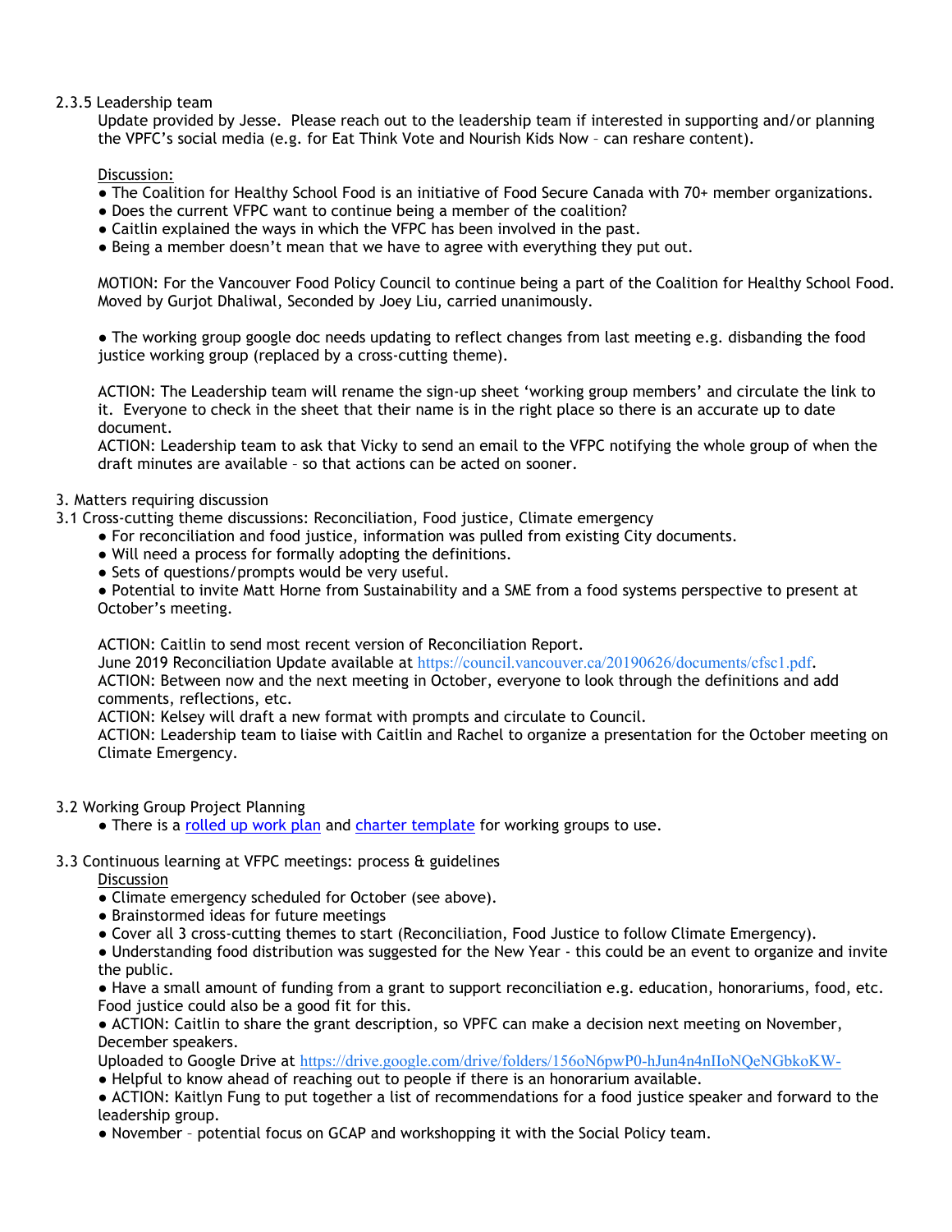2.3.5 Leadership team

Update provided by Jesse. Please reach out to the leadership team if interested in supporting and/or planning the VPFC's social media (e.g. for Eat Think Vote and Nourish Kids Now – can reshare content).

Discussion:

- The Coalition for Healthy School Food is an initiative of Food Secure Canada with 70+ member organizations.
- Does the current VFPC want to continue being a member of the coalition?
- Caitlin explained the ways in which the VFPC has been involved in the past.
- Being a member doesn't mean that we have to agree with everything they put out.

MOTION: For the Vancouver Food Policy Council to continue being a part of the Coalition for Healthy School Food. Moved by Gurjot Dhaliwal, Seconded by Joey Liu, carried unanimously.

- The working group google doc needs updating to reflect changes from last meeting e.g. disbanding the food justice working group (replaced by a cross-cutting theme).

ACTION: The Leadership team will rename the sign-up sheet 'working group members' and circulate the link to it. Everyone to check in the sheet that their name is in the right place so there is an accurate up to date document.

ACTION: Leadership team to ask that Vicky to send an email to the VFPC notifying the whole group of when the draft minutes are available – so that actions can be acted on sooner.

3. Matters requiring discussion

3.1 Cross-cutting theme discussions: Reconciliation, Food justice, Climate emergency

- For reconciliation and food justice, information was pulled from existing City documents.
- Will need a process for formally adopting the definitions.
- Sets of questions/prompts would be very useful.
- Potential to invite Matt Horne from Sustainability and a SME from a food systems perspective to present at October's meeting.

ACTION: Caitlin to send most recent version of Reconciliation Report.

June 2019 Reconciliation Update available at https://council.vancouver.ca/20190626/documents/cfsc1.pdf.

ACTION: Between now and the next meeting in October, everyone to look through the definitions and add comments, reflections, etc.

ACTION: Kelsey will draft a new format with prompts and circulate to Council.

ACTION: Leadership team to liaise with Caitlin and Rachel to organize a presentation for the October meeting on Climate Emergency.

3.2 Working Group Project Planning

- There is a rolled up work plan and charter template for working groups to use.

3.3 Continuous learning at VFPC meetings: process & guidelines

Discussion

- Climate emergency scheduled for October (see above).
- Brainstormed ideas for future meetings
- Cover all 3 cross-cutting themes to start (Reconciliation, Food Justice to follow Climate Emergency).
- Understanding food distribution was suggested for the New Year - this could be an event to organize and invite the public.
- Have a small amount of funding from a grant to support reconciliation e.g. education, honorariums, food, etc. Food justice could also be a good fit for this.
- ACTION: Caitlin to share the grant description, so VPFC can make a decision next meeting on November, December speakers.

Uploaded to Google Drive at https://drive.google.com/drive/folders/156oN6pwP0-hJun4n4nIIoNQeNGbkoKW-

- Helpful to know ahead of reaching out to people if there is an honorarium available.
- ACTION: Kaitlyn Fung to put together a list of recommendations for a food justice speaker and forward to the leadership group.
- November – potential focus on GCAP and workshopping it with the Social Policy team.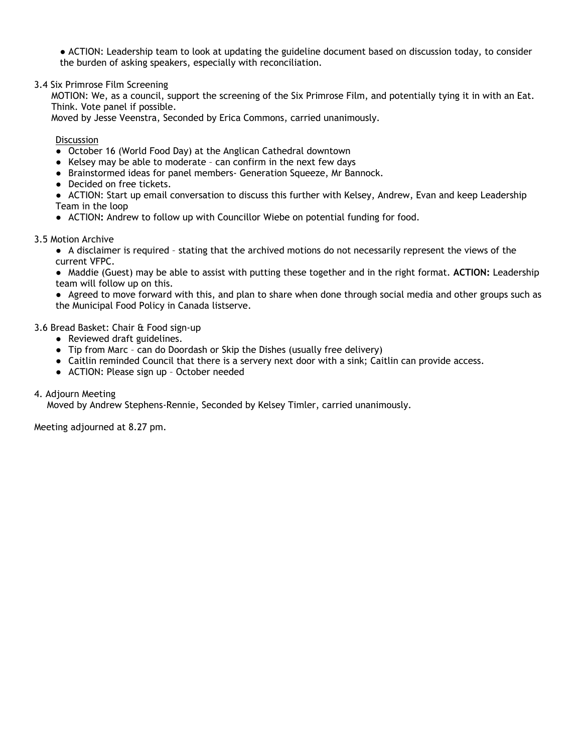- ACTION: Leadership team to look at updating the guideline document based on discussion today, to consider the burden of asking speakers, especially with reconciliation.

3.4 Six Primrose Film Screening

MOTION: We, as a council, support the screening of the Six Primrose Film, and potentially tying it in with an Eat. Think. Vote panel if possible.

Moved by Jesse Veenstra, Seconded by Erica Commons, carried unanimously.

Discussion

- October 16 (World Food Day) at the Anglican Cathedral downtown
- Kelsey may be able to moderate – can confirm in the next few days
- Brainstormed ideas for panel members- Generation Squeeze, Mr Bannock.
- Decided on free tickets.
- ACTION: Start up email conversation to discuss this further with Kelsey, Andrew, Evan and keep Leadership Team in the loop
- ACTION**:** Andrew to follow up with Councillor Wiebe on potential funding for food.

3.5 Motion Archive

- A disclaimer is required – stating that the archived motions do not necessarily represent the views of the current VFPC.
- Maddie (Guest) may be able to assist with putting these together and in the right format. **ACTION:** Leadership team will follow up on this.
- Agreed to move forward with this, and plan to share when done through social media and other groups such as the Municipal Food Policy in Canada listserve.

3.6 Bread Basket: Chair & Food sign-up

- Reviewed draft guidelines.
- Tip from Marc – can do Doordash or Skip the Dishes (usually free delivery)
- Caitlin reminded Council that there is a servery next door with a sink; Caitlin can provide access.
- ACTION: Please sign up – October needed

4. Adjourn Meeting

Moved by Andrew Stephens-Rennie, Seconded by Kelsey Timler, carried unanimously.

Meeting adjourned at 8.27 pm.